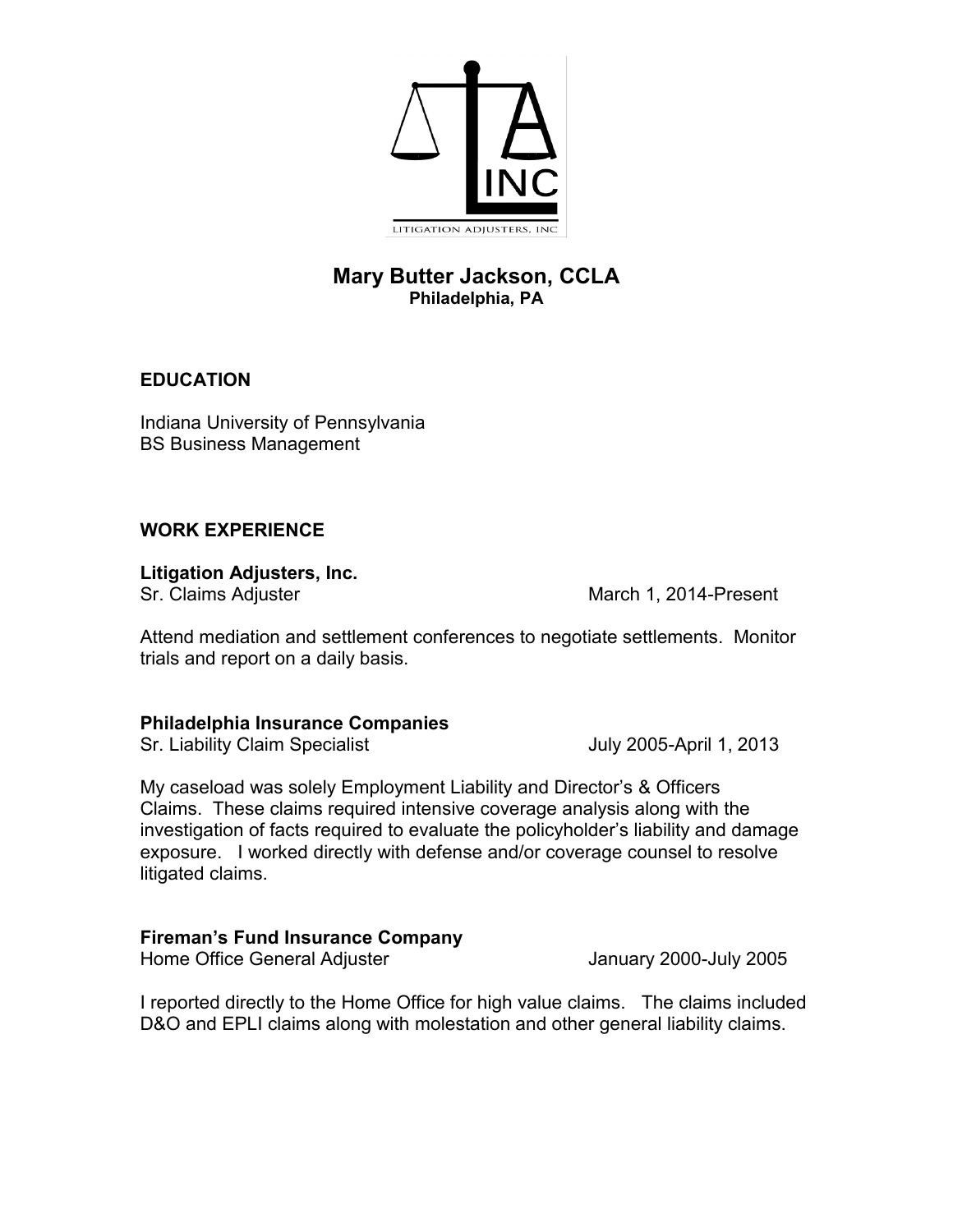LITIGATION ADJUSTERS, INC

# Mary Butter Jackson, CCLA

**Philadelphia, PA**

## EDUCATION

Indiana University of Pennsylvania
BS Business Management

## WORK EXPERIENCE

**Litigation Adjusters, Inc.**
Sr. Claims Adjuster — March 1, 2014-Present

Attend mediation and settlement conferences to negotiate settlements. Monitor trials and report on a daily basis.

**Philadelphia Insurance Companies**
Sr. Liability Claim Specialist — July 2005-April 1, 2013

My caseload was solely Employment Liability and Director's & Officers Claims. These claims required intensive coverage analysis along with the investigation of facts required to evaluate the policyholder's liability and damage exposure. I worked directly with defense and/or coverage counsel to resolve litigated claims.

**Fireman's Fund Insurance Company**
Home Office General Adjuster — January 2000-July 2005

I reported directly to the Home Office for high value claims. The claims included D&O and EPLI claims along with molestation and other general liability claims.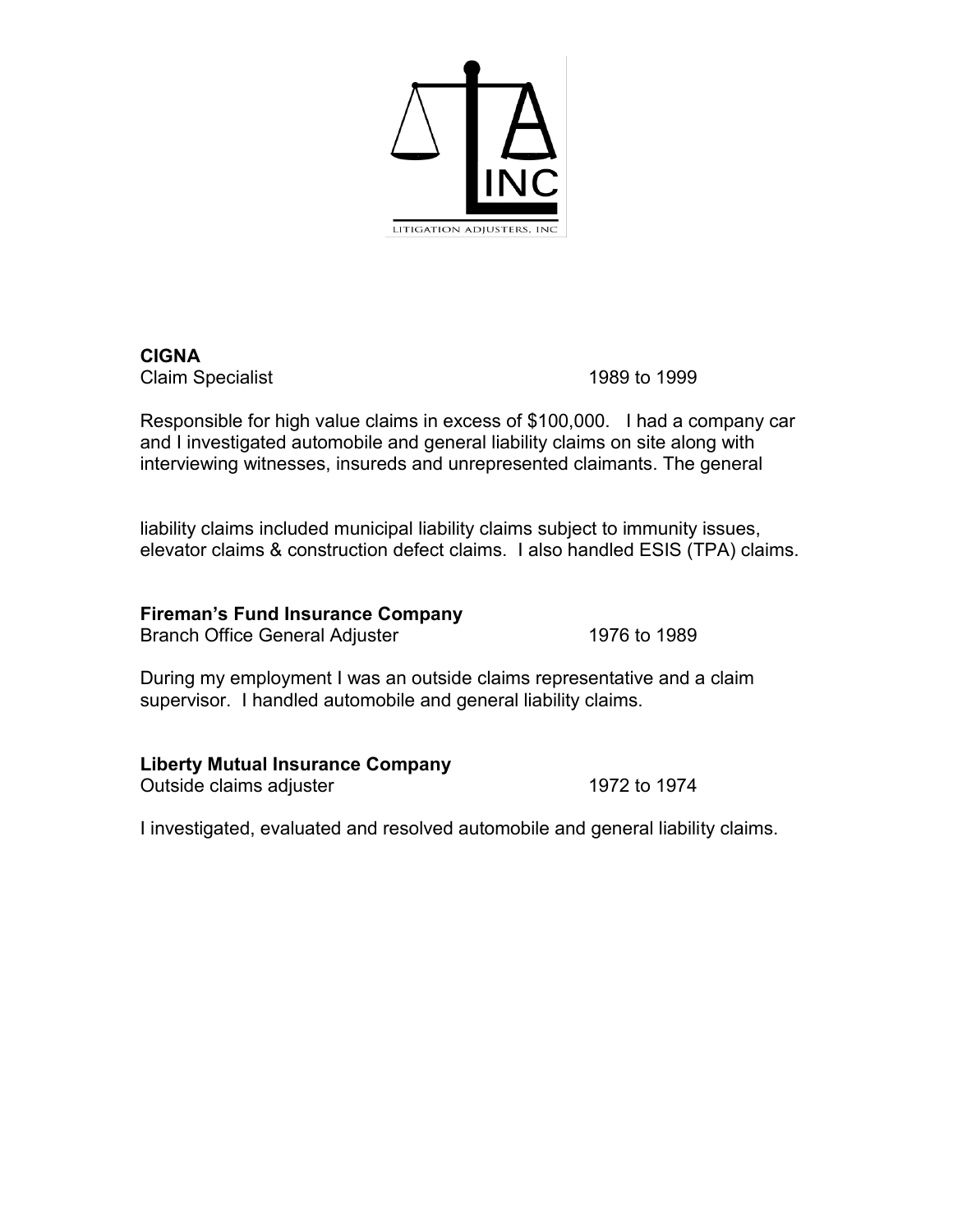LA INC

LITIGATION ADJUSTERS, INC

**CIGNA**
Claim Specialist 1989 to 1999

Responsible for high value claims in excess of $100,000. I had a company car and I investigated automobile and general liability claims on site along with interviewing witnesses, insureds and unrepresented claimants. The general liability claims included municipal liability claims subject to immunity issues, elevator claims & construction defect claims. I also handled ESIS (TPA) claims.

**Fireman's Fund Insurance Company**
Branch Office General Adjuster 1976 to 1989

During my employment I was an outside claims representative and a claim supervisor. I handled automobile and general liability claims.

**Liberty Mutual Insurance Company**
Outside claims adjuster 1972 to 1974

I investigated, evaluated and resolved automobile and general liability claims.